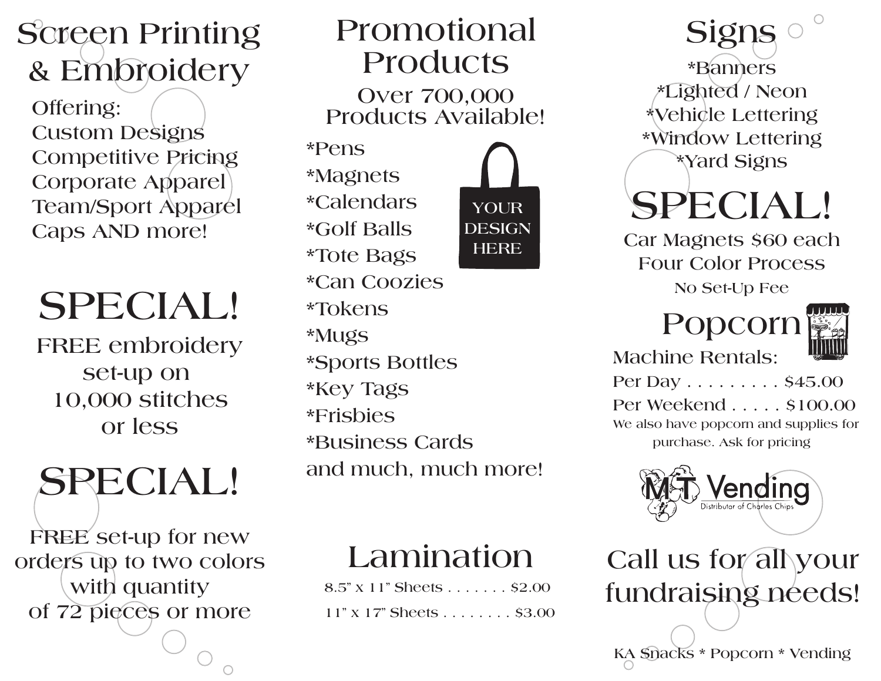# Screen Printing & Embroidery

Offering:
Custom Designs
Competitive Pricing
Corporate Apparel
Team/Sport Apparel
Caps AND more!

## SPECIAL!

FREE embroidery set-up on 10,000 stitches or less

## SPECIAL!

FREE set-up for new orders up to two colors with quantity of 72 pieces or more

# Promotional Products

Over 700,000 Products Available!

*Pens
*Magnets
*Calendars
*Golf Balls
*Tote Bags
*Can Coozies
*Tokens
*Mugs
*Sports Bottles
*Key Tags
*Frisbies
*Business Cards
and much, much more!

YOUR DESIGN HERE

# Lamination

8.5" x 11" Sheets . . . . . . . $2.00

11" x 17" Sheets . . . . . . . . $3.00

# Signs

*Banners
*Lighted / Neon
*Vehicle Lettering
*Window Lettering
*Yard Signs

## SPECIAL!

Car Magnets $60 each
Four Color Process
No Set-Up Fee

# Popcorn

Machine Rentals:

Per Day . . . . . . . . . . $45.00

Per Weekend . . . . . $100.00

We also have popcorn and supplies for purchase. Ask for pricing

MT Vending
Distributor of Charles Chips

## Call us for all your fundraising needs!

KA Snacks * Popcorn * Vending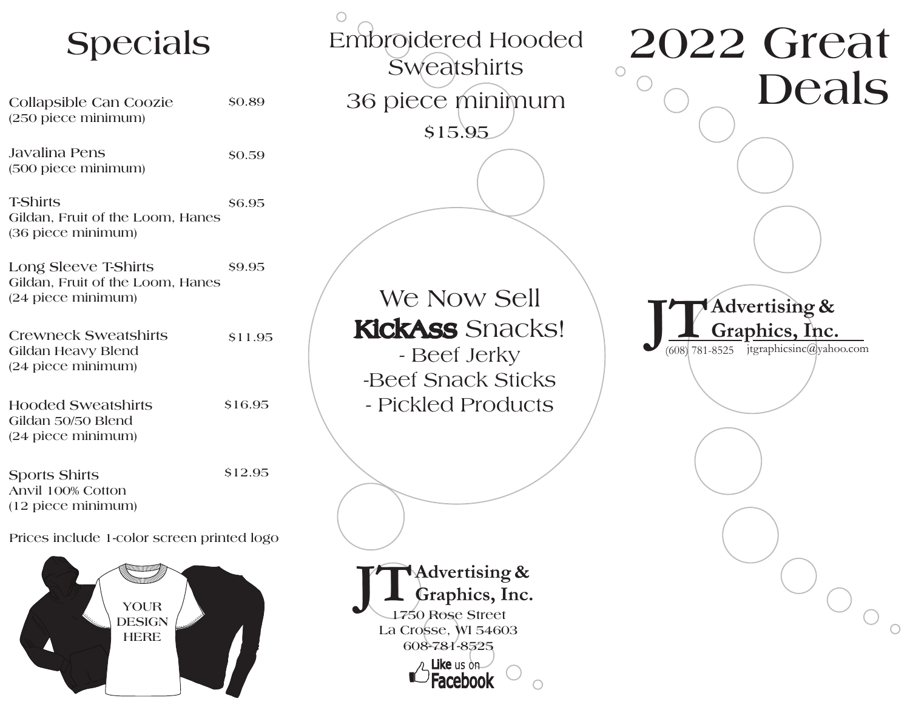# Specials

| | |
|---|---|
| Collapsible Can Coozie<br>(250 piece minimum) | $0.89 |
| Javalina Pens<br>(500 piece minimum) | $0.59 |
| T-Shirts<br>Gildan, Fruit of the Loom, Hanes<br>(36 piece minimum) | $6.95 |
| Long Sleeve T-Shirts<br>Gildan, Fruit of the Loom, Hanes<br>(24 piece minimum) | $9.95 |
| Crewneck Sweatshirts<br>Gildan Heavy Blend<br>(24 piece minimum) | $11.95 |
| Hooded Sweatshirts<br>Gildan 50/50 Blend<br>(24 piece minimum) | $16.95 |
| Sports Shirts<br>Anvil 100% Cotton<br>(12 piece minimum) | $12.95 |

Prices include 1-color screen printed logo

YOUR DESIGN HERE

## Embroidered Hooded Sweatshirts

36 piece minimum

$15.95

## We Now Sell KickAss Snacks!

- Beef Jerky
- Beef Snack Sticks
- Pickled Products

**JT Advertising & Graphics, Inc.**

1750 Rose Street
La Crosse, WI 54603
608-781-8525

Like us on Facebook

# 2022 Great Deals

**JT Advertising & Graphics, Inc.**

(608) 781-8525 jtgraphicsinc@yahoo.com